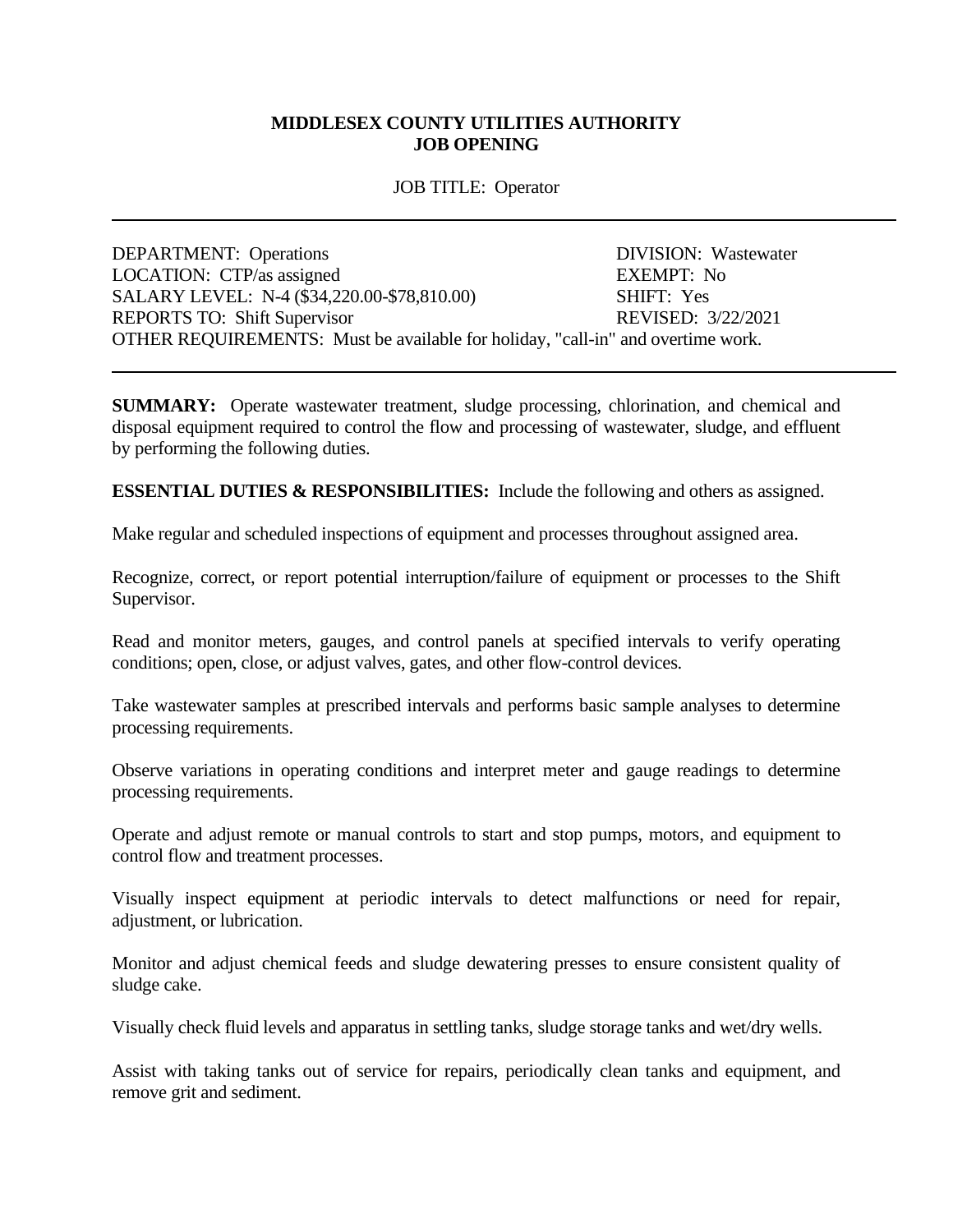**MIDDLESEX COUNTY UTILITIES AUTHORITY**
**JOB OPENING**

JOB TITLE: Operator

---

DEPARTMENT: Operations  
DIVISION: Wastewater  
LOCATION: CTP/as assigned  
EXEMPT: No  
SALARY LEVEL: N-4 ($34,220.00-$78,810.00)  
SHIFT: Yes  
REPORTS TO: Shift Supervisor  
REVISED: 3/22/2021  
OTHER REQUIREMENTS: Must be available for holiday, "call-in" and overtime work.

---

**SUMMARY:** Operate wastewater treatment, sludge processing, chlorination, and chemical and disposal equipment required to control the flow and processing of wastewater, sludge, and effluent by performing the following duties.

**ESSENTIAL DUTIES & RESPONSIBILITIES:** Include the following and others as assigned.

Make regular and scheduled inspections of equipment and processes throughout assigned area.

Recognize, correct, or report potential interruption/failure of equipment or processes to the Shift Supervisor.

Read and monitor meters, gauges, and control panels at specified intervals to verify operating conditions; open, close, or adjust valves, gates, and other flow-control devices.

Take wastewater samples at prescribed intervals and performs basic sample analyses to determine processing requirements.

Observe variations in operating conditions and interpret meter and gauge readings to determine processing requirements.

Operate and adjust remote or manual controls to start and stop pumps, motors, and equipment to control flow and treatment processes.

Visually inspect equipment at periodic intervals to detect malfunctions or need for repair, adjustment, or lubrication.

Monitor and adjust chemical feeds and sludge dewatering presses to ensure consistent quality of sludge cake.

Visually check fluid levels and apparatus in settling tanks, sludge storage tanks and wet/dry wells.

Assist with taking tanks out of service for repairs, periodically clean tanks and equipment, and remove grit and sediment.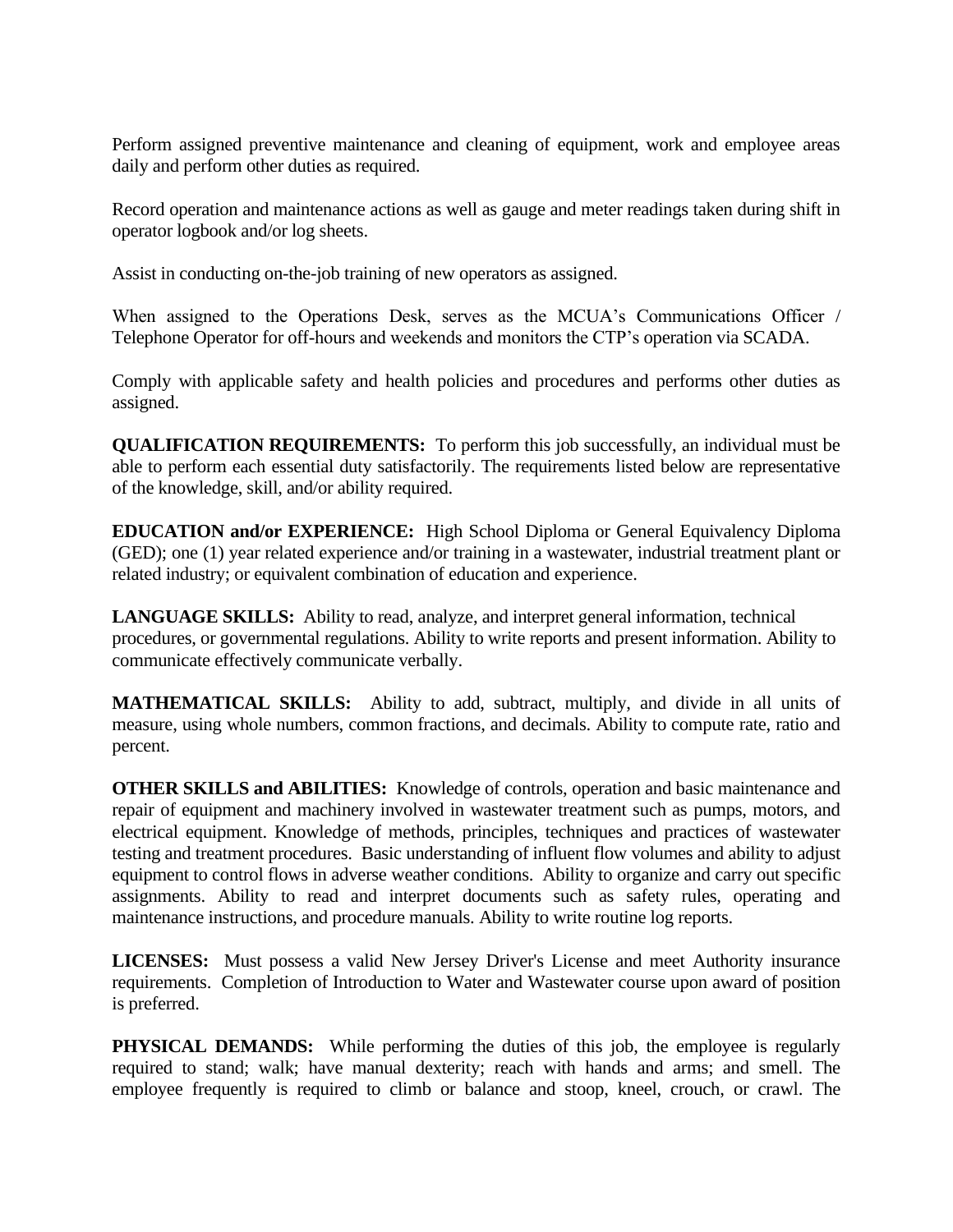Perform assigned preventive maintenance and cleaning of equipment, work and employee areas daily and perform other duties as required.

Record operation and maintenance actions as well as gauge and meter readings taken during shift in operator logbook and/or log sheets.

Assist in conducting on-the-job training of new operators as assigned.

When assigned to the Operations Desk, serves as the MCUA's Communications Officer / Telephone Operator for off-hours and weekends and monitors the CTP's operation via SCADA.

Comply with applicable safety and health policies and procedures and performs other duties as assigned.

**QUALIFICATION REQUIREMENTS:** To perform this job successfully, an individual must be able to perform each essential duty satisfactorily. The requirements listed below are representative of the knowledge, skill, and/or ability required.

**EDUCATION and/or EXPERIENCE:** High School Diploma or General Equivalency Diploma (GED); one (1) year related experience and/or training in a wastewater, industrial treatment plant or related industry; or equivalent combination of education and experience.

**LANGUAGE SKILLS:** Ability to read, analyze, and interpret general information, technical procedures, or governmental regulations. Ability to write reports and present information. Ability to communicate effectively communicate verbally.

**MATHEMATICAL SKILLS:** Ability to add, subtract, multiply, and divide in all units of measure, using whole numbers, common fractions, and decimals. Ability to compute rate, ratio and percent.

**OTHER SKILLS and ABILITIES:** Knowledge of controls, operation and basic maintenance and repair of equipment and machinery involved in wastewater treatment such as pumps, motors, and electrical equipment. Knowledge of methods, principles, techniques and practices of wastewater testing and treatment procedures. Basic understanding of influent flow volumes and ability to adjust equipment to control flows in adverse weather conditions. Ability to organize and carry out specific assignments. Ability to read and interpret documents such as safety rules, operating and maintenance instructions, and procedure manuals. Ability to write routine log reports.

**LICENSES:** Must possess a valid New Jersey Driver's License and meet Authority insurance requirements. Completion of Introduction to Water and Wastewater course upon award of position is preferred.

**PHYSICAL DEMANDS:** While performing the duties of this job, the employee is regularly required to stand; walk; have manual dexterity; reach with hands and arms; and smell. The employee frequently is required to climb or balance and stoop, kneel, crouch, or crawl. The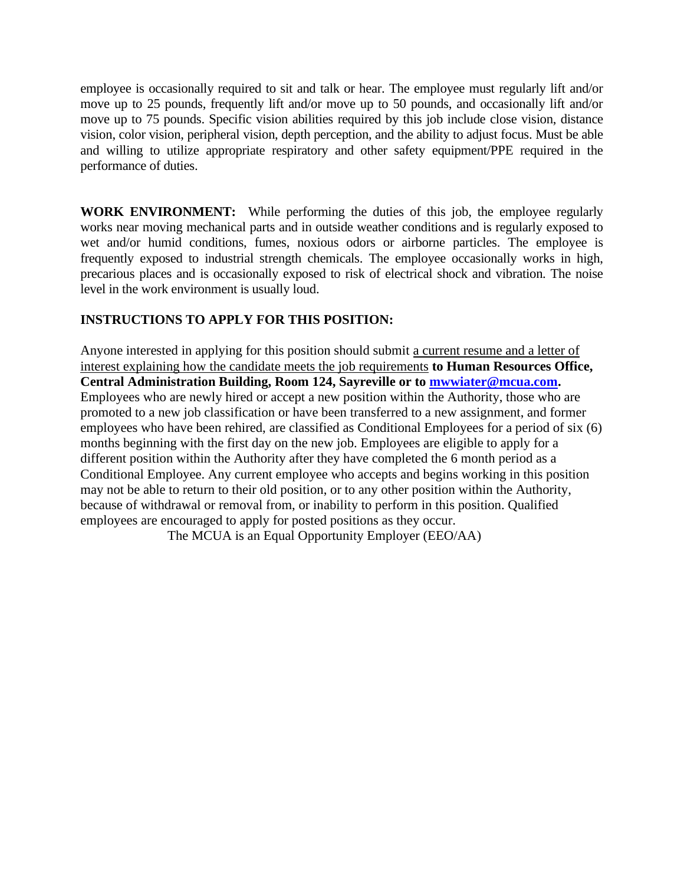employee is occasionally required to sit and talk or hear. The employee must regularly lift and/or move up to 25 pounds, frequently lift and/or move up to 50 pounds, and occasionally lift and/or move up to 75 pounds. Specific vision abilities required by this job include close vision, distance vision, color vision, peripheral vision, depth perception, and the ability to adjust focus. Must be able and willing to utilize appropriate respiratory and other safety equipment/PPE required in the performance of duties.

**WORK ENVIRONMENT:** While performing the duties of this job, the employee regularly works near moving mechanical parts and in outside weather conditions and is regularly exposed to wet and/or humid conditions, fumes, noxious odors or airborne particles. The employee is frequently exposed to industrial strength chemicals. The employee occasionally works in high, precarious places and is occasionally exposed to risk of electrical shock and vibration. The noise level in the work environment is usually loud.

**INSTRUCTIONS TO APPLY FOR THIS POSITION:**

Anyone interested in applying for this position should submit a current resume and a letter of interest explaining how the candidate meets the job requirements **to Human Resources Office, Central Administration Building, Room 124, Sayreville or to [mwwiater@mcua.com](mailto:mwwiater@mcua.com).** Employees who are newly hired or accept a new position within the Authority, those who are promoted to a new job classification or have been transferred to a new assignment, and former employees who have been rehired, are classified as Conditional Employees for a period of six (6) months beginning with the first day on the new job. Employees are eligible to apply for a different position within the Authority after they have completed the 6 month period as a Conditional Employee. Any current employee who accepts and begins working in this position may not be able to return to their old position, or to any other position within the Authority, because of withdrawal or removal from, or inability to perform in this position. Qualified employees are encouraged to apply for posted positions as they occur.

The MCUA is an Equal Opportunity Employer (EEO/AA)